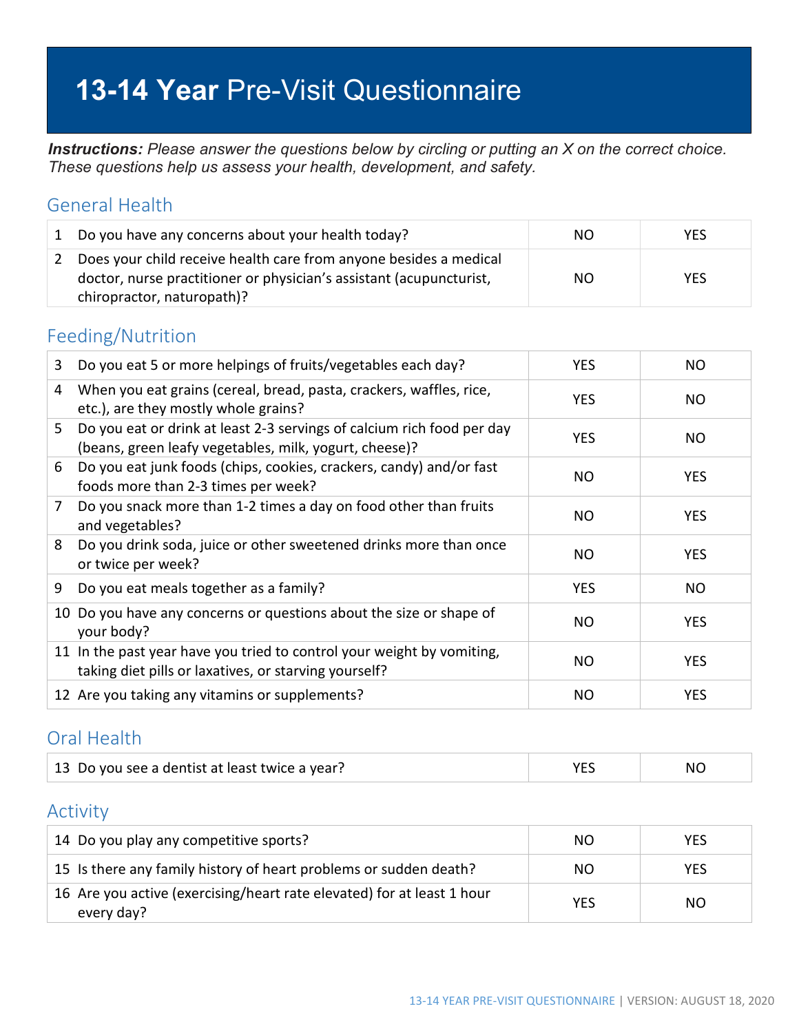# **13-14 Year** Pre-Visit Questionnaire

***Instructions:*** *Please answer the questions below by circling or putting an X on the correct choice. These questions help us assess your health, development, and safety.*

## General Health

| | | | |
|---|---|---|---|
| 1 | Do you have any concerns about your health today? | NO | YES |
| 2 | Does your child receive health care from anyone besides a medical doctor, nurse practitioner or physician's assistant (acupuncturist, chiropractor, naturopath)? | NO | YES |

## Feeding/Nutrition

| | | | |
|---|---|---|---|
| 3 | Do you eat 5 or more helpings of fruits/vegetables each day? | YES | NO |
| 4 | When you eat grains (cereal, bread, pasta, crackers, waffles, rice, etc.), are they mostly whole grains? | YES | NO |
| 5 | Do you eat or drink at least 2-3 servings of calcium rich food per day (beans, green leafy vegetables, milk, yogurt, cheese)? | YES | NO |
| 6 | Do you eat junk foods (chips, cookies, crackers, candy) and/or fast foods more than 2-3 times per week? | NO | YES |
| 7 | Do you snack more than 1-2 times a day on food other than fruits and vegetables? | NO | YES |
| 8 | Do you drink soda, juice or other sweetened drinks more than once or twice per week? | NO | YES |
| 9 | Do you eat meals together as a family? | YES | NO |
| 10 | Do you have any concerns or questions about the size or shape of your body? | NO | YES |
| 11 | In the past year have you tried to control your weight by vomiting, taking diet pills or laxatives, or starving yourself? | NO | YES |
| 12 | Are you taking any vitamins or supplements? | NO | YES |

## Oral Health

| | | | |
|---|---|---|---|
| 13 | Do you see a dentist at least twice a year? | YES | NO |

## Activity

| | | | |
|---|---|---|---|
| 14 | Do you play any competitive sports? | NO | YES |
| 15 | Is there any family history of heart problems or sudden death? | NO | YES |
| 16 | Are you active (exercising/heart rate elevated) for at least 1 hour every day? | YES | NO |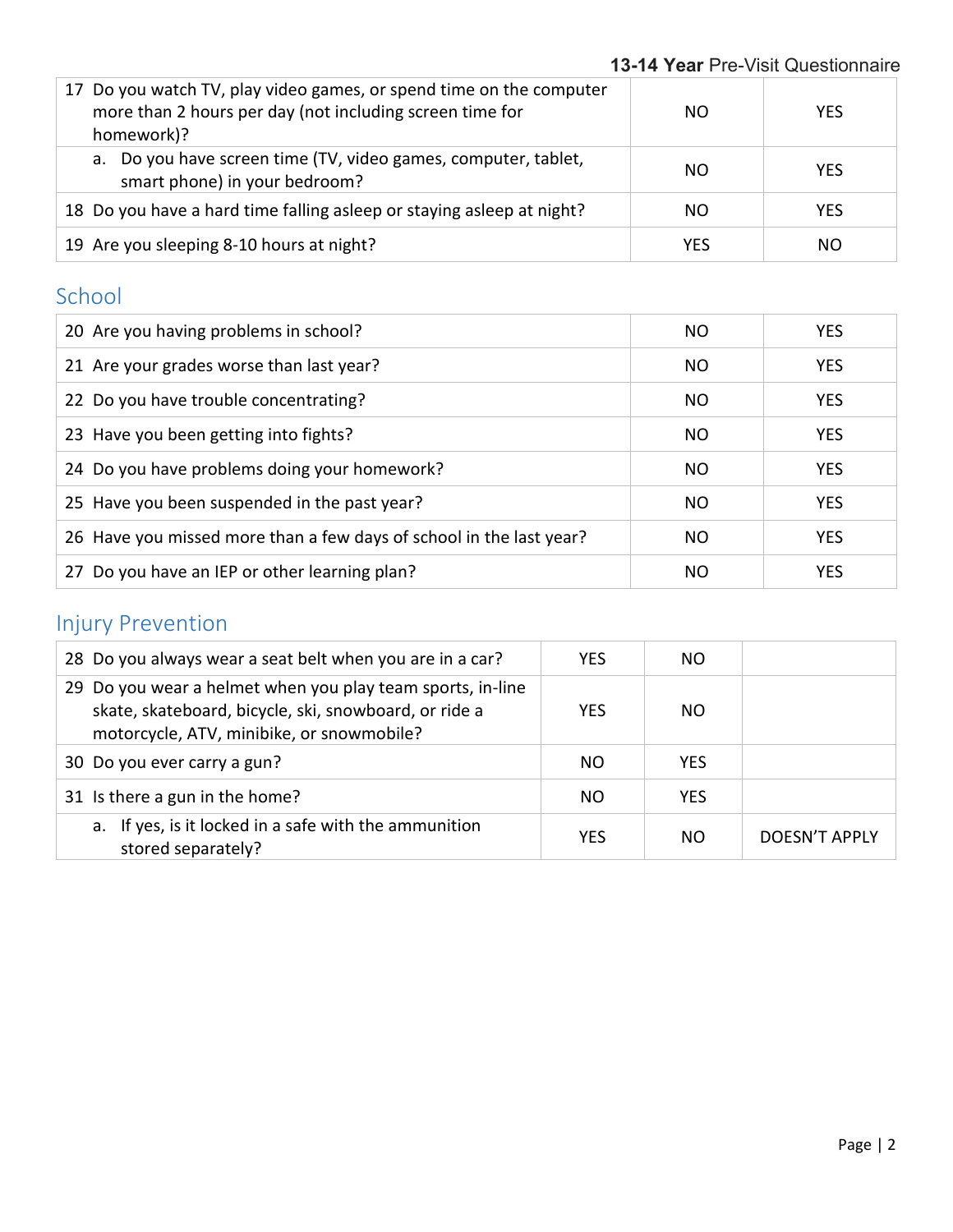| | | |
|---|---|---|
| 17 Do you watch TV, play video games, or spend time on the computer more than 2 hours per day (not including screen time for homework)? | NO | YES |
| a. Do you have screen time (TV, video games, computer, tablet, smart phone) in your bedroom? | NO | YES |
| 18 Do you have a hard time falling asleep or staying asleep at night? | NO | YES |
| 19 Are you sleeping 8-10 hours at night? | YES | NO |

## School

| | | |
|---|---|---|
| 20 Are you having problems in school? | NO | YES |
| 21 Are your grades worse than last year? | NO | YES |
| 22 Do you have trouble concentrating? | NO | YES |
| 23 Have you been getting into fights? | NO | YES |
| 24 Do you have problems doing your homework? | NO | YES |
| 25 Have you been suspended in the past year? | NO | YES |
| 26 Have you missed more than a few days of school in the last year? | NO | YES |
| 27 Do you have an IEP or other learning plan? | NO | YES |

## Injury Prevention

| | | | |
|---|---|---|---|
| 28 Do you always wear a seat belt when you are in a car? | YES | NO | |
| 29 Do you wear a helmet when you play team sports, in-line skate, skateboard, bicycle, ski, snowboard, or ride a motorcycle, ATV, minibike, or snowmobile? | YES | NO | |
| 30 Do you ever carry a gun? | NO | YES | |
| 31 Is there a gun in the home? | NO | YES | |
| a. If yes, is it locked in a safe with the ammunition stored separately? | YES | NO | DOESN'T APPLY |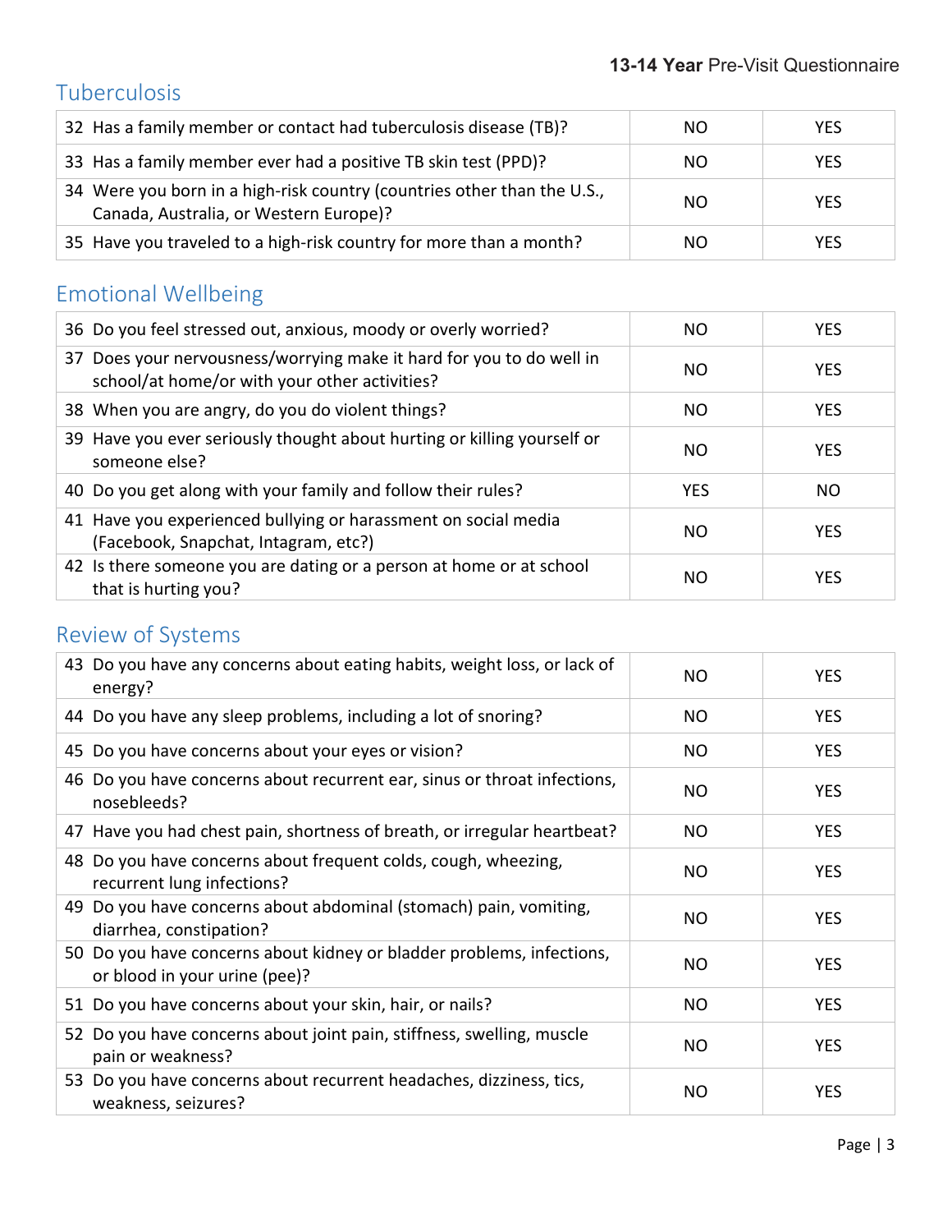## Tuberculosis

| | | |
|---|---|---|
| 32 Has a family member or contact had tuberculosis disease (TB)? | NO | YES |
| 33 Has a family member ever had a positive TB skin test (PPD)? | NO | YES |
| 34 Were you born in a high-risk country (countries other than the U.S., Canada, Australia, or Western Europe)? | NO | YES |
| 35 Have you traveled to a high-risk country for more than a month? | NO | YES |

## Emotional Wellbeing

| | | |
|---|---|---|
| 36 Do you feel stressed out, anxious, moody or overly worried? | NO | YES |
| 37 Does your nervousness/worrying make it hard for you to do well in school/at home/or with your other activities? | NO | YES |
| 38 When you are angry, do you do violent things? | NO | YES |
| 39 Have you ever seriously thought about hurting or killing yourself or someone else? | NO | YES |
| 40 Do you get along with your family and follow their rules? | YES | NO |
| 41 Have you experienced bullying or harassment on social media (Facebook, Snapchat, Intagram, etc?) | NO | YES |
| 42 Is there someone you are dating or a person at home or at school that is hurting you? | NO | YES |

## Review of Systems

| | | |
|---|---|---|
| 43 Do you have any concerns about eating habits, weight loss, or lack of energy? | NO | YES |
| 44 Do you have any sleep problems, including a lot of snoring? | NO | YES |
| 45 Do you have concerns about your eyes or vision? | NO | YES |
| 46 Do you have concerns about recurrent ear, sinus or throat infections, nosebleeds? | NO | YES |
| 47 Have you had chest pain, shortness of breath, or irregular heartbeat? | NO | YES |
| 48 Do you have concerns about frequent colds, cough, wheezing, recurrent lung infections? | NO | YES |
| 49 Do you have concerns about abdominal (stomach) pain, vomiting, diarrhea, constipation? | NO | YES |
| 50 Do you have concerns about kidney or bladder problems, infections, or blood in your urine (pee)? | NO | YES |
| 51 Do you have concerns about your skin, hair, or nails? | NO | YES |
| 52 Do you have concerns about joint pain, stiffness, swelling, muscle pain or weakness? | NO | YES |
| 53 Do you have concerns about recurrent headaches, dizziness, tics, weakness, seizures? | NO | YES |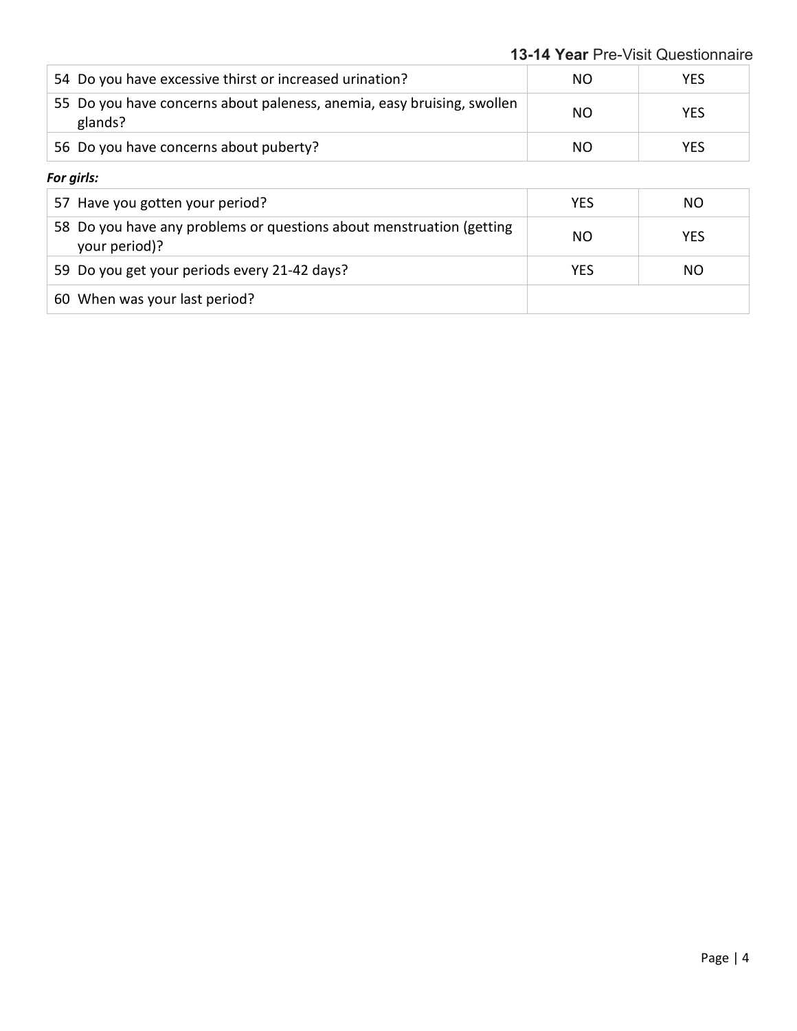| | | |
|---|---|---|
| 54 Do you have excessive thirst or increased urination? | NO | YES |
| 55 Do you have concerns about paleness, anemia, easy bruising, swollen glands? | NO | YES |
| 56 Do you have concerns about puberty? | NO | YES |

***For girls:***

| | | |
|---|---|---|
| 57 Have you gotten your period? | YES | NO |
| 58 Do you have any problems or questions about menstruation (getting your period)? | NO | YES |
| 59 Do you get your periods every 21-42 days? | YES | NO |
| 60 When was your last period? | | |